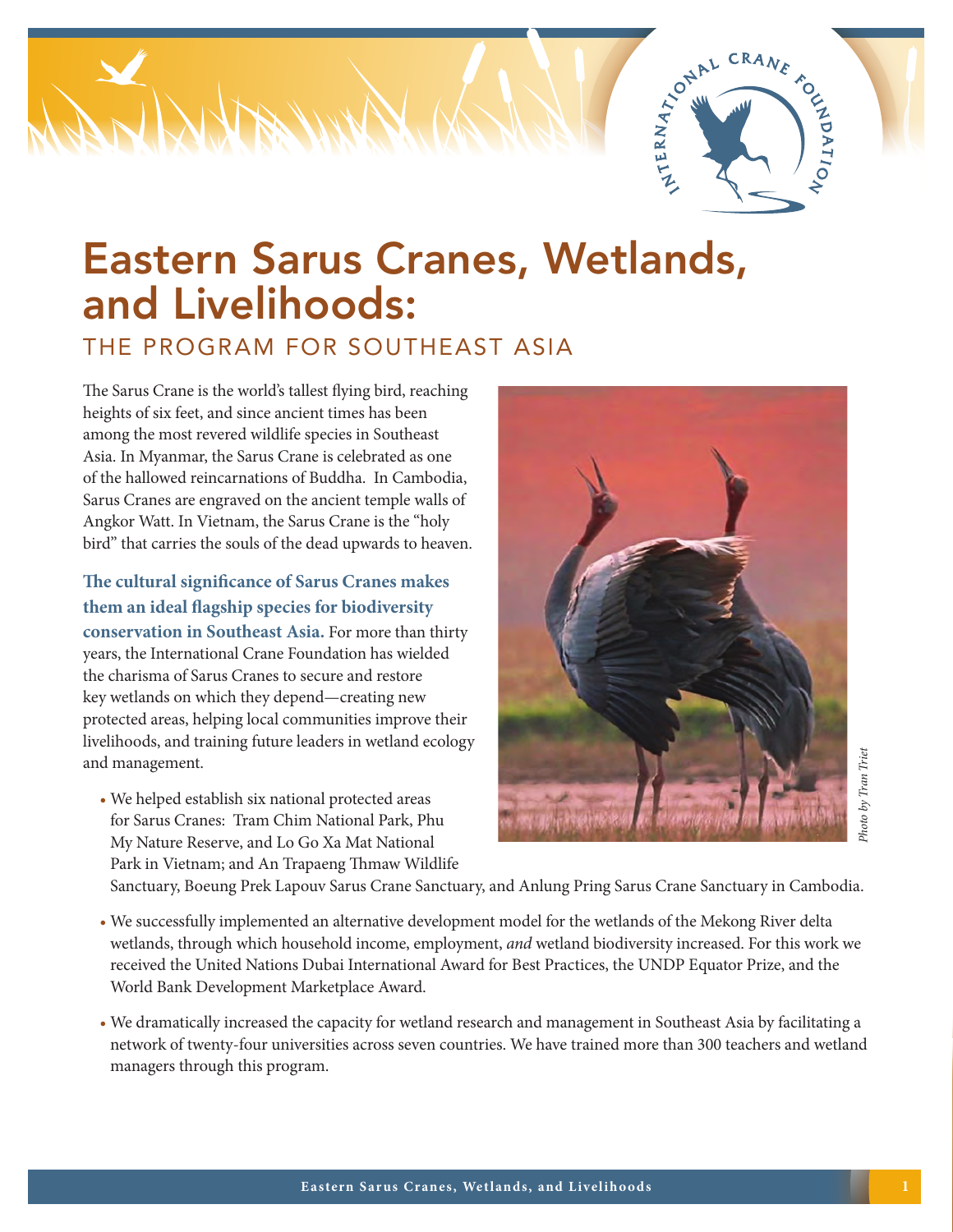# Eastern Sarus Cranes, Wetlands, and Livelihoods:

## THE PROGRAM FOR SOUTHEAST ASIA

The Sarus Crane is the world's tallest flying bird, reaching heights of six feet, and since ancient times has been among the most revered wildlife species in Southeast Asia. In Myanmar, the Sarus Crane is celebrated as one of the hallowed reincarnations of Buddha. In Cambodia, Sarus Cranes are engraved on the ancient temple walls of Angkor Watt. In Vietnam, the Sarus Crane is the "holy bird" that carries the souls of the dead upwards to heaven.

**The cultural significance of Sarus Cranes makes them an ideal flagship species for biodiversity conservation in Southeast Asia.** For more than thirty years, the International Crane Foundation has wielded the charisma of Sarus Cranes to secure and restore key wetlands on which they depend—creating new protected areas, helping local communities improve their livelihoods, and training future leaders in wetland ecology and management.

*Photo by Tran Triet*

- We helped establish six national protected areas for Sarus Cranes: Tram Chim National Park, Phu My Nature Reserve, and Lo Go Xa Mat National Park in Vietnam; and An Trapaeng Thmaw Wildlife Sanctuary, Boeung Prek Lapouv Sarus Crane Sanctuary, and Anlung Pring Sarus Crane Sanctuary in Cambodia.
- We successfully implemented an alternative development model for the wetlands of the Mekong River delta wetlands, through which household income, employment, *and* wetland biodiversity increased. For this work we received the United Nations Dubai International Award for Best Practices, the UNDP Equator Prize, and the World Bank Development Marketplace Award.
- We dramatically increased the capacity for wetland research and management in Southeast Asia by facilitating a network of twenty-four universities across seven countries. We have trained more than 300 teachers and wetland managers through this program.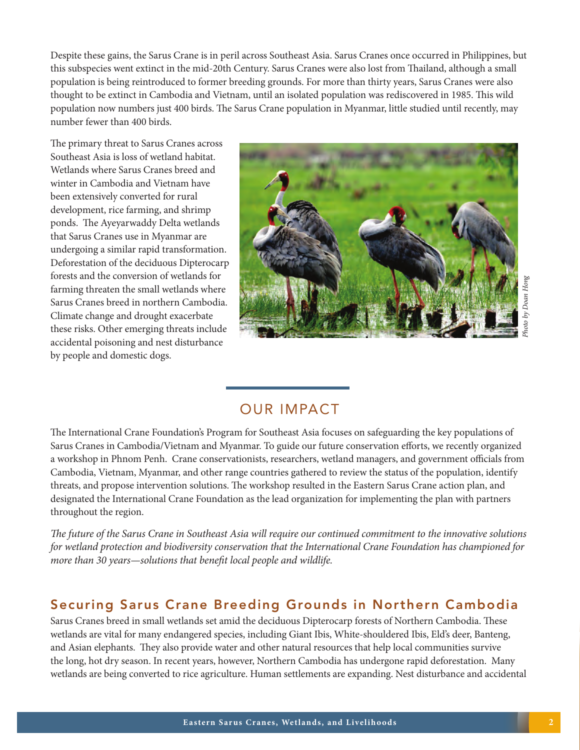Despite these gains, the Sarus Crane is in peril across Southeast Asia. Sarus Cranes once occurred in Philippines, but this subspecies went extinct in the mid-20th Century. Sarus Cranes were also lost from Thailand, although a small population is being reintroduced to former breeding grounds. For more than thirty years, Sarus Cranes were also thought to be extinct in Cambodia and Vietnam, until an isolated population was rediscovered in 1985. This wild population now numbers just 400 birds. The Sarus Crane population in Myanmar, little studied until recently, may number fewer than 400 birds.

The primary threat to Sarus Cranes across Southeast Asia is loss of wetland habitat. Wetlands where Sarus Cranes breed and winter in Cambodia and Vietnam have been extensively converted for rural development, rice farming, and shrimp ponds. The Ayeyarwaddy Delta wetlands that Sarus Cranes use in Myanmar are undergoing a similar rapid transformation. Deforestation of the deciduous Dipterocarp forests and the conversion of wetlands for farming threaten the small wetlands where Sarus Cranes breed in northern Cambodia. Climate change and drought exacerbate these risks. Other emerging threats include accidental poisoning and nest disturbance by people and domestic dogs.

*Photo by Doan Hong*

## OUR IMPACT

The International Crane Foundation's Program for Southeast Asia focuses on safeguarding the key populations of Sarus Cranes in Cambodia/Vietnam and Myanmar. To guide our future conservation efforts, we recently organized a workshop in Phnom Penh. Crane conservationists, researchers, wetland managers, and government officials from Cambodia, Vietnam, Myanmar, and other range countries gathered to review the status of the population, identify threats, and propose intervention solutions. The workshop resulted in the Eastern Sarus Crane action plan, and designated the International Crane Foundation as the lead organization for implementing the plan with partners throughout the region.

*The future of the Sarus Crane in Southeast Asia will require our continued commitment to the innovative solutions for wetland protection and biodiversity conservation that the International Crane Foundation has championed for more than 30 years—solutions that benefit local people and wildlife.*

### Securing Sarus Crane Breeding Grounds in Northern Cambodia

Sarus Cranes breed in small wetlands set amid the deciduous Dipterocarp forests of Northern Cambodia. These wetlands are vital for many endangered species, including Giant Ibis, White-shouldered Ibis, Eld's deer, Banteng, and Asian elephants. They also provide water and other natural resources that help local communities survive the long, hot dry season. In recent years, however, Northern Cambodia has undergone rapid deforestation. Many wetlands are being converted to rice agriculture. Human settlements are expanding. Nest disturbance and accidental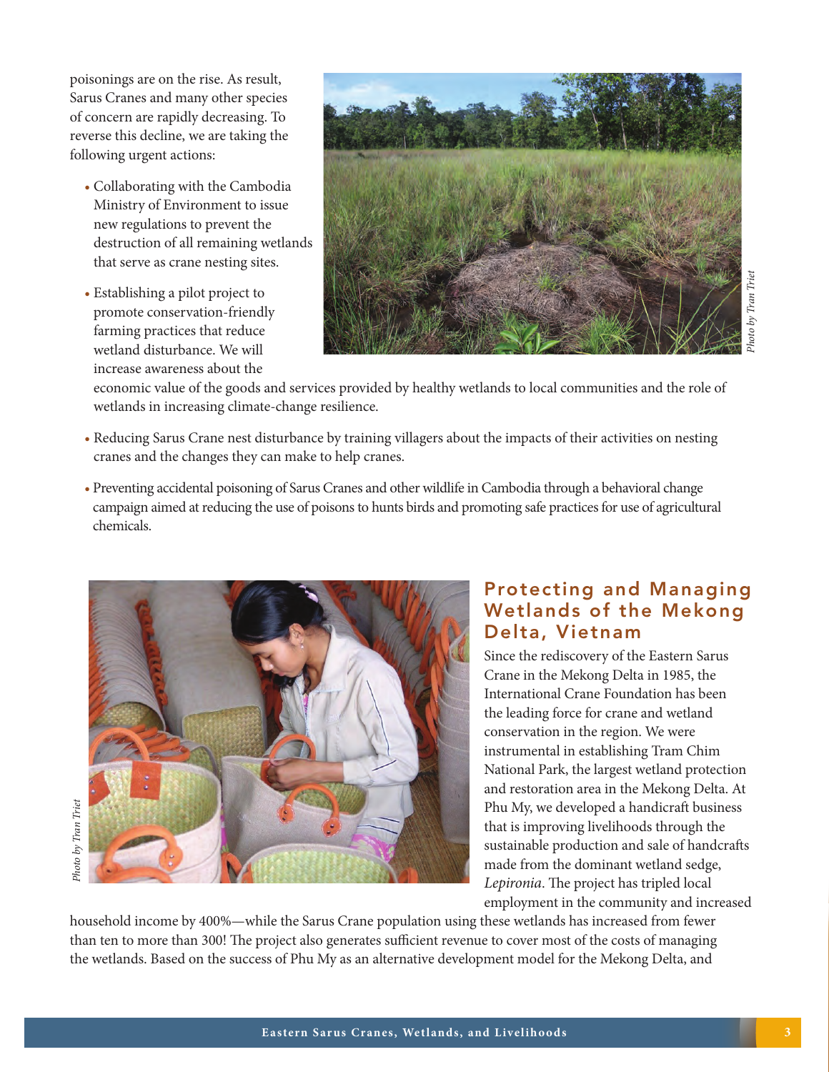poisonings are on the rise. As result, Sarus Cranes and many other species of concern are rapidly decreasing. To reverse this decline, we are taking the following urgent actions:

- Collaborating with the Cambodia Ministry of Environment to issue new regulations to prevent the destruction of all remaining wetlands that serve as crane nesting sites.
- Establishing a pilot project to promote conservation-friendly farming practices that reduce wetland disturbance. We will increase awareness about the economic value of the goods and services provided by healthy wetlands to local communities and the role of wetlands in increasing climate-change resilience.
- Reducing Sarus Crane nest disturbance by training villagers about the impacts of their activities on nesting cranes and the changes they can make to help cranes.
- Preventing accidental poisoning of Sarus Cranes and other wildlife in Cambodia through a behavioral change campaign aimed at reducing the use of poisons to hunts birds and promoting safe practices for use of agricultural chemicals.

*Photo by Tran Triet*

*Photo by Tran Triet*

## Protecting and Managing Wetlands of the Mekong Delta, Vietnam

Since the rediscovery of the Eastern Sarus Crane in the Mekong Delta in 1985, the International Crane Foundation has been the leading force for crane and wetland conservation in the region. We were instrumental in establishing Tram Chim National Park, the largest wetland protection and restoration area in the Mekong Delta. At Phu My, we developed a handicraft business that is improving livelihoods through the sustainable production and sale of handcrafts made from the dominant wetland sedge, *Lepironia*. The project has tripled local employment in the community and increased household income by 400%—while the Sarus Crane population using these wetlands has increased from fewer than ten to more than 300! The project also generates sufficient revenue to cover most of the costs of managing the wetlands. Based on the success of Phu My as an alternative development model for the Mekong Delta, and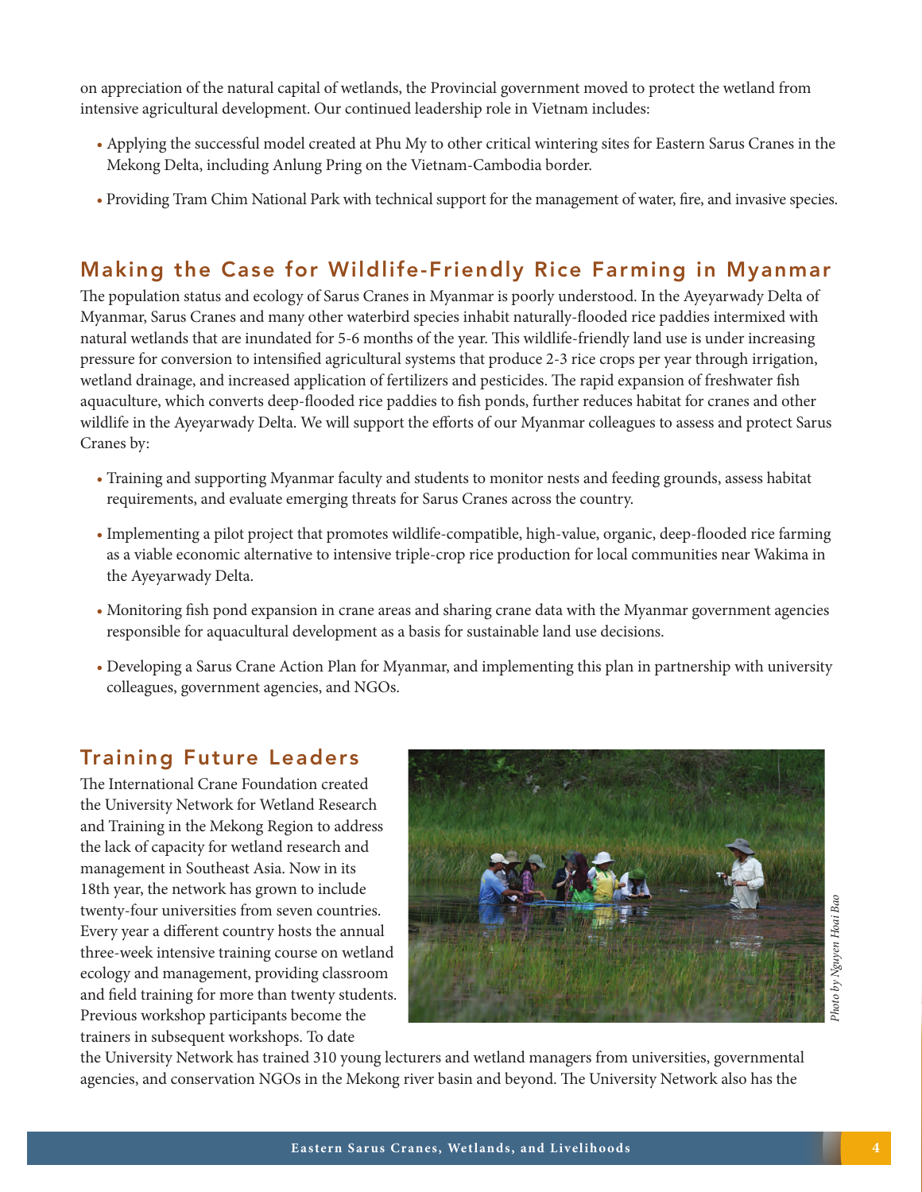on appreciation of the natural capital of wetlands, the Provincial government moved to protect the wetland from intensive agricultural development. Our continued leadership role in Vietnam includes:

- Applying the successful model created at Phu My to other critical wintering sites for Eastern Sarus Cranes in the Mekong Delta, including Anlung Pring on the Vietnam-Cambodia border.
- Providing Tram Chim National Park with technical support for the management of water, fire, and invasive species.

## Making the Case for Wildlife-Friendly Rice Farming in Myanmar

The population status and ecology of Sarus Cranes in Myanmar is poorly understood. In the Ayeyarwady Delta of Myanmar, Sarus Cranes and many other waterbird species inhabit naturally-flooded rice paddies intermixed with natural wetlands that are inundated for 5-6 months of the year. This wildlife-friendly land use is under increasing pressure for conversion to intensified agricultural systems that produce 2-3 rice crops per year through irrigation, wetland drainage, and increased application of fertilizers and pesticides. The rapid expansion of freshwater fish aquaculture, which converts deep-flooded rice paddies to fish ponds, further reduces habitat for cranes and other wildlife in the Ayeyarwady Delta. We will support the efforts of our Myanmar colleagues to assess and protect Sarus Cranes by:

- Training and supporting Myanmar faculty and students to monitor nests and feeding grounds, assess habitat requirements, and evaluate emerging threats for Sarus Cranes across the country.
- Implementing a pilot project that promotes wildlife-compatible, high-value, organic, deep-flooded rice farming as a viable economic alternative to intensive triple-crop rice production for local communities near Wakima in the Ayeyarwady Delta.
- Monitoring fish pond expansion in crane areas and sharing crane data with the Myanmar government agencies responsible for aquacultural development as a basis for sustainable land use decisions.
- Developing a Sarus Crane Action Plan for Myanmar, and implementing this plan in partnership with university colleagues, government agencies, and NGOs.

## Training Future Leaders

The International Crane Foundation created the University Network for Wetland Research and Training in the Mekong Region to address the lack of capacity for wetland research and management in Southeast Asia. Now in its 18th year, the network has grown to include twenty-four universities from seven countries. Every year a different country hosts the annual three-week intensive training course on wetland ecology and management, providing classroom and field training for more than twenty students. Previous workshop participants become the trainers in subsequent workshops. To date the University Network has trained 310 young lecturers and wetland managers from universities, governmental agencies, and conservation NGOs in the Mekong river basin and beyond. The University Network also has the

*Photo by Nguyen Hoai Bao*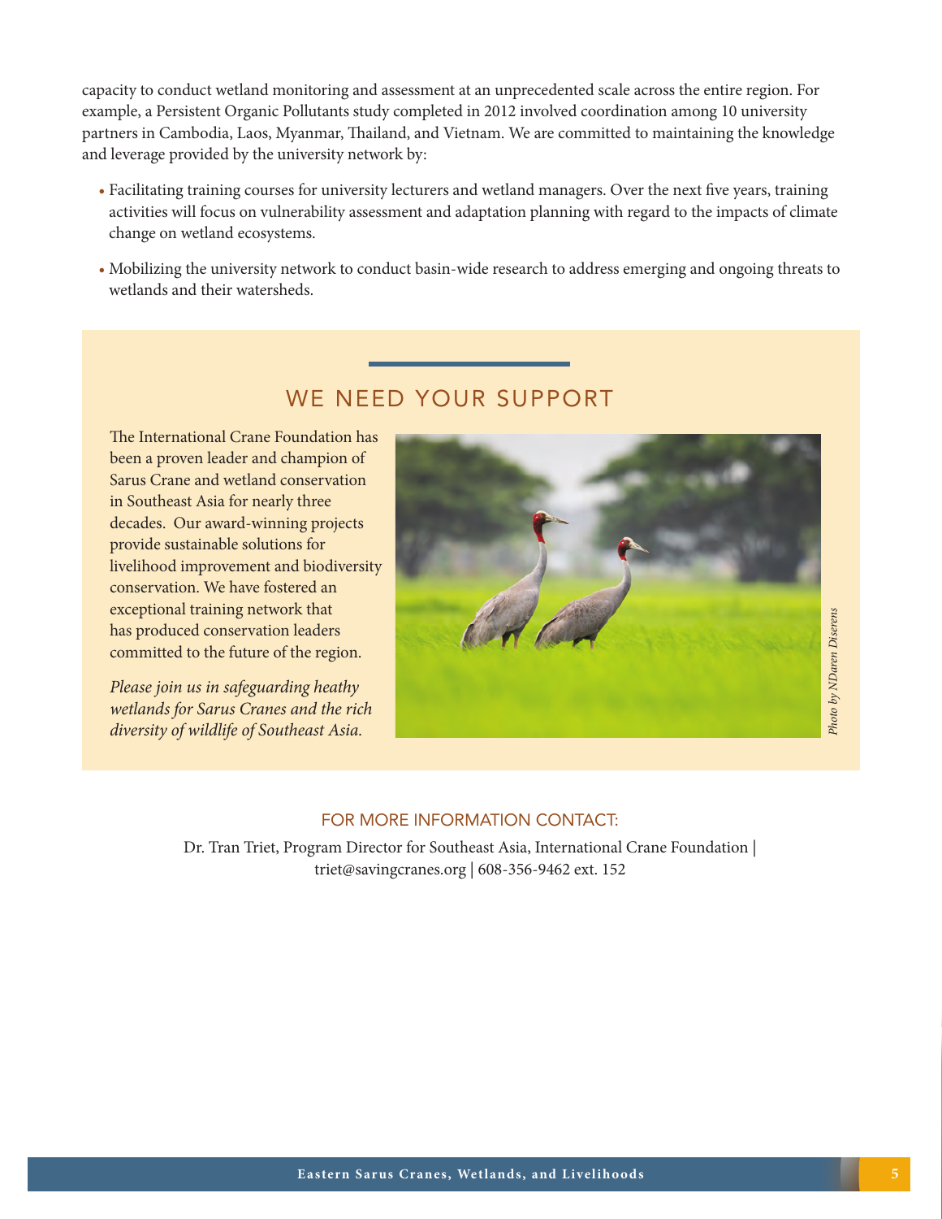capacity to conduct wetland monitoring and assessment at an unprecedented scale across the entire region. For example, a Persistent Organic Pollutants study completed in 2012 involved coordination among 10 university partners in Cambodia, Laos, Myanmar, Thailand, and Vietnam. We are committed to maintaining the knowledge and leverage provided by the university network by:

- Facilitating training courses for university lecturers and wetland managers. Over the next five years, training activities will focus on vulnerability assessment and adaptation planning with regard to the impacts of climate change on wetland ecosystems.
- Mobilizing the university network to conduct basin-wide research to address emerging and ongoing threats to wetlands and their watersheds.

## WE NEED YOUR SUPPORT

The International Crane Foundation has been a proven leader and champion of Sarus Crane and wetland conservation in Southeast Asia for nearly three decades. Our award-winning projects provide sustainable solutions for livelihood improvement and biodiversity conservation. We have fostered an exceptional training network that has produced conservation leaders committed to the future of the region.

*Please join us in safeguarding heathy wetlands for Sarus Cranes and the rich diversity of wildlife of Southeast Asia.*

*Photo by NDaren Diserens*

### FOR MORE INFORMATION CONTACT:

Dr. Tran Triet, Program Director for Southeast Asia, International Crane Foundation | triet@savingcranes.org | 608-356-9462 ext. 152